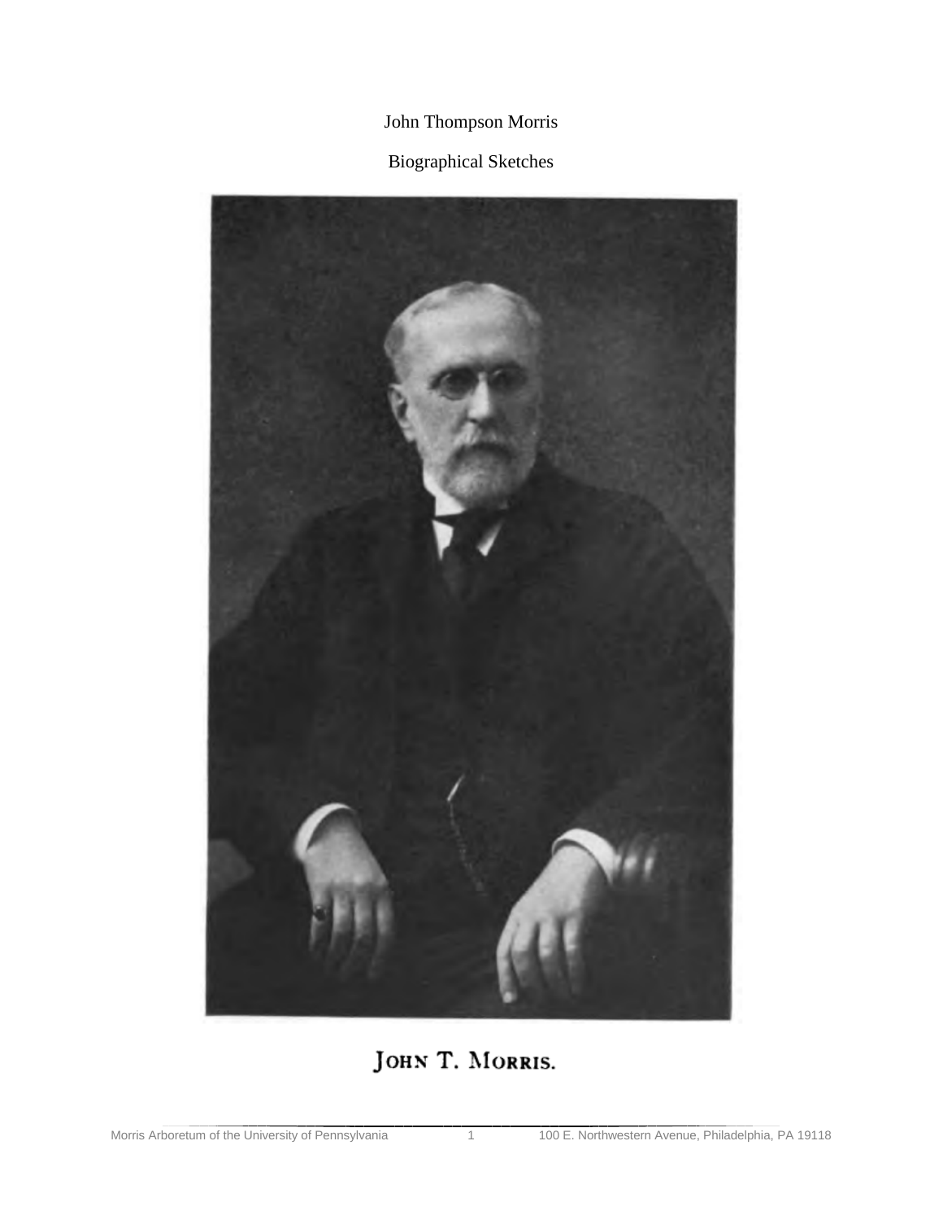# John Thompson Morris

## Biographical Sketches

JOHN T. MORRIS.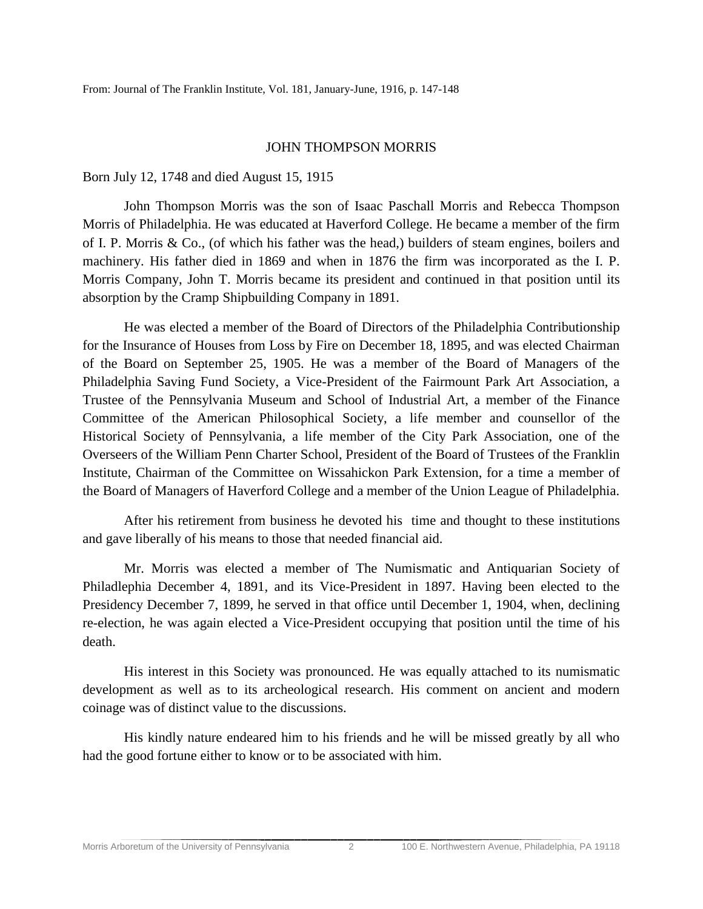From: Journal of The Franklin Institute, Vol. 181, January-June, 1916, p. 147-148

## JOHN THOMPSON MORRIS

Born July 12, 1748 and died August 15, 1915

John Thompson Morris was the son of Isaac Paschall Morris and Rebecca Thompson Morris of Philadelphia. He was educated at Haverford College. He became a member of the firm of I. P. Morris & Co., (of which his father was the head,) builders of steam engines, boilers and machinery. His father died in 1869 and when in 1876 the firm was incorporated as the I. P. Morris Company, John T. Morris became its president and continued in that position until its absorption by the Cramp Shipbuilding Company in 1891.

He was elected a member of the Board of Directors of the Philadelphia Contributionship for the Insurance of Houses from Loss by Fire on December 18, 1895, and was elected Chairman of the Board on September 25, 1905. He was a member of the Board of Managers of the Philadelphia Saving Fund Society, a Vice-President of the Fairmount Park Art Association, a Trustee of the Pennsylvania Museum and School of Industrial Art, a member of the Finance Committee of the American Philosophical Society, a life member and counsellor of the Historical Society of Pennsylvania, a life member of the City Park Association, one of the Overseers of the William Penn Charter School, President of the Board of Trustees of the Franklin Institute, Chairman of the Committee on Wissahickon Park Extension, for a time a member of the Board of Managers of Haverford College and a member of the Union League of Philadelphia.

After his retirement from business he devoted his time and thought to these institutions and gave liberally of his means to those that needed financial aid.

Mr. Morris was elected a member of The Numismatic and Antiquarian Society of Philadlephia December 4, 1891, and its Vice-President in 1897. Having been elected to the Presidency December 7, 1899, he served in that office until December 1, 1904, when, declining re-election, he was again elected a Vice-President occupying that position until the time of his death.

His interest in this Society was pronounced. He was equally attached to its numismatic development as well as to its archeological research. His comment on ancient and modern coinage was of distinct value to the discussions.

His kindly nature endeared him to his friends and he will be missed greatly by all who had the good fortune either to know or to be associated with him.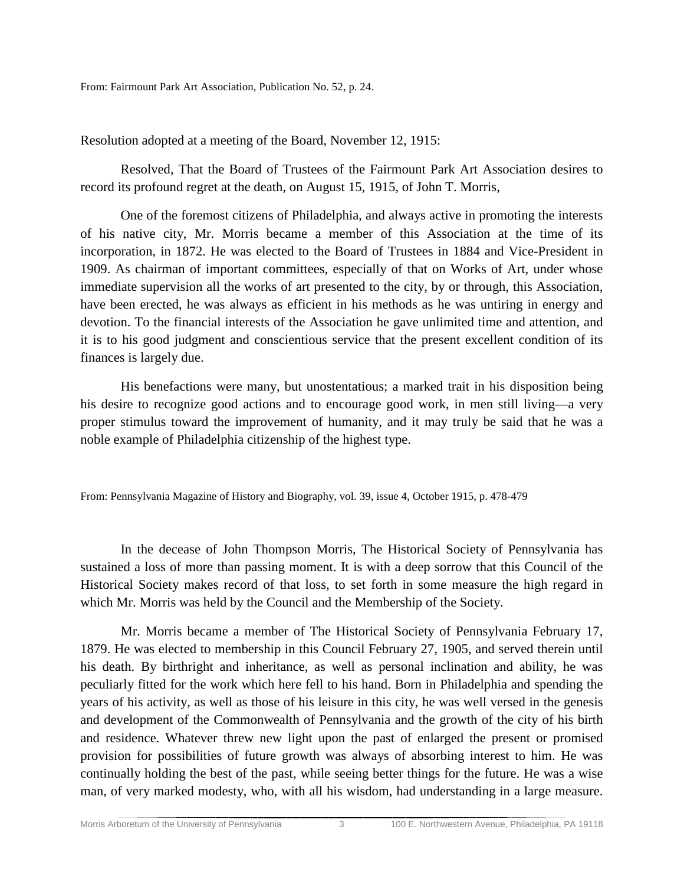From: Fairmount Park Art Association, Publication No. 52, p. 24.

Resolution adopted at a meeting of the Board, November 12, 1915:

Resolved, That the Board of Trustees of the Fairmount Park Art Association desires to record its profound regret at the death, on August 15, 1915, of John T. Morris,

One of the foremost citizens of Philadelphia, and always active in promoting the interests of his native city, Mr. Morris became a member of this Association at the time of its incorporation, in 1872. He was elected to the Board of Trustees in 1884 and Vice-President in 1909. As chairman of important committees, especially of that on Works of Art, under whose immediate supervision all the works of art presented to the city, by or through, this Association, have been erected, he was always as efficient in his methods as he was untiring in energy and devotion. To the financial interests of the Association he gave unlimited time and attention, and it is to his good judgment and conscientious service that the present excellent condition of its finances is largely due.

His benefactions were many, but unostentatious; a marked trait in his disposition being his desire to recognize good actions and to encourage good work, in men still living—a very proper stimulus toward the improvement of humanity, and it may truly be said that he was a noble example of Philadelphia citizenship of the highest type.

From: Pennsylvania Magazine of History and Biography, vol. 39, issue 4, October 1915, p. 478-479

In the decease of John Thompson Morris, The Historical Society of Pennsylvania has sustained a loss of more than passing moment. It is with a deep sorrow that this Council of the Historical Society makes record of that loss, to set forth in some measure the high regard in which Mr. Morris was held by the Council and the Membership of the Society.

Mr. Morris became a member of The Historical Society of Pennsylvania February 17, 1879. He was elected to membership in this Council February 27, 1905, and served therein until his death. By birthright and inheritance, as well as personal inclination and ability, he was peculiarly fitted for the work which here fell to his hand. Born in Philadelphia and spending the years of his activity, as well as those of his leisure in this city, he was well versed in the genesis and development of the Commonwealth of Pennsylvania and the growth of the city of his birth and residence. Whatever threw new light upon the past of enlarged the present or promised provision for possibilities of future growth was always of absorbing interest to him. He was continually holding the best of the past, while seeing better things for the future. He was a wise man, of very marked modesty, who, with all his wisdom, had understanding in a large measure.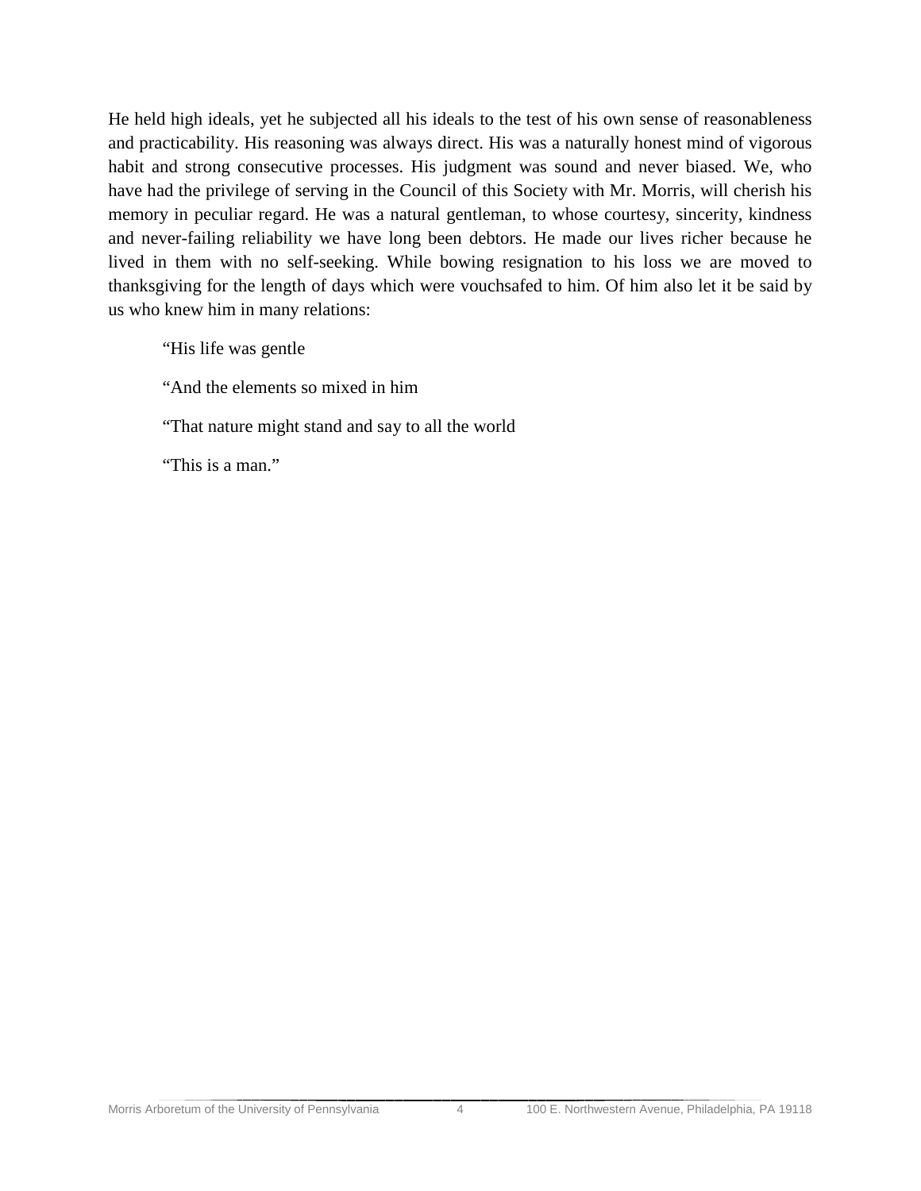He held high ideals, yet he subjected all his ideals to the test of his own sense of reasonableness and practicability. His reasoning was always direct. His was a naturally honest mind of vigorous habit and strong consecutive processes. His judgment was sound and never biased. We, who have had the privilege of serving in the Council of this Society with Mr. Morris, will cherish his memory in peculiar regard. He was a natural gentleman, to whose courtesy, sincerity, kindness and never-failing reliability we have long been debtors. He made our lives richer because he lived in them with no self-seeking. While bowing resignation to his loss we are moved to thanksgiving for the length of days which were vouchsafed to him. Of him also let it be said by us who knew him in many relations:

> "His life was gentle
>
> "And the elements so mixed in him
>
> "That nature might stand and say to all the world
>
> "This is a man."